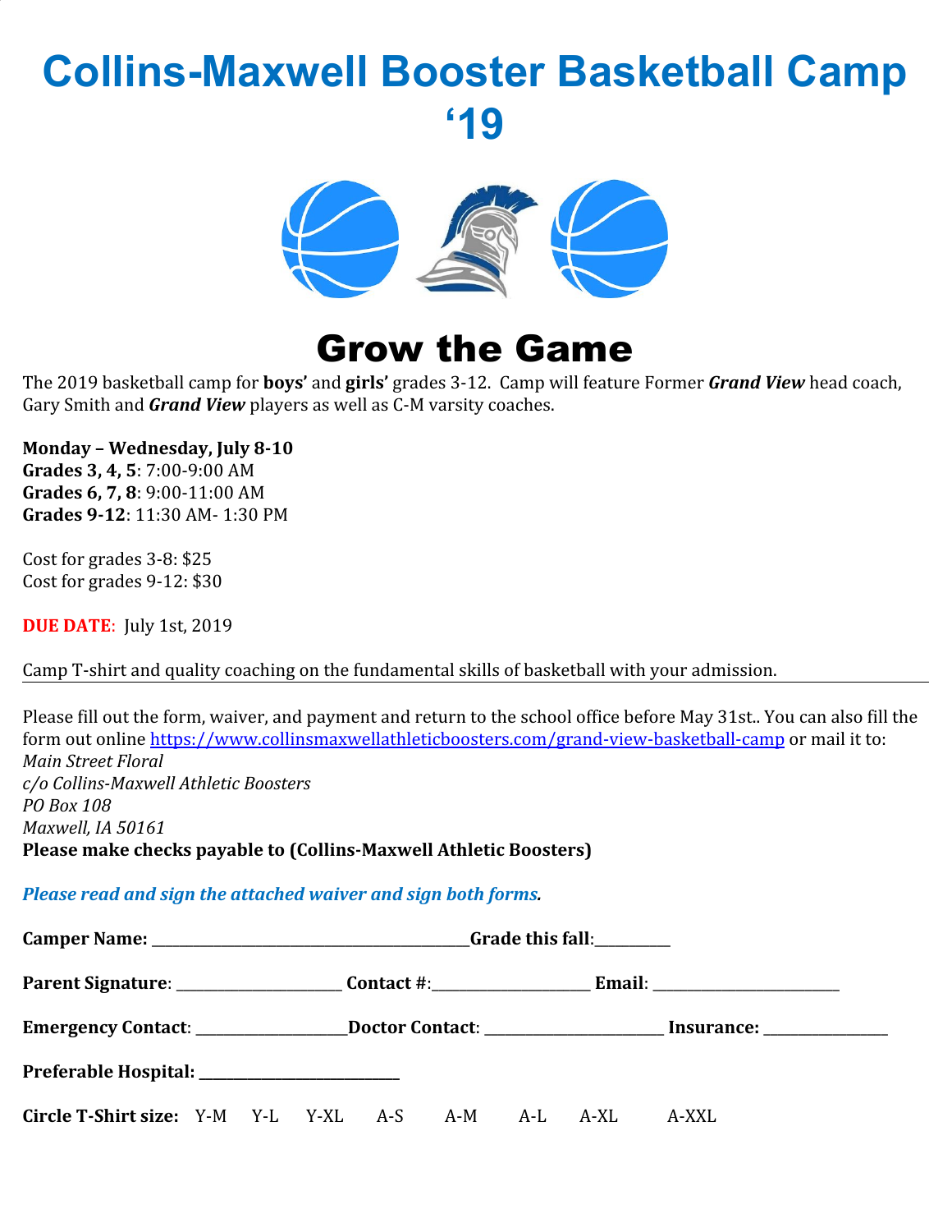# Collins-Maxwell Booster Basketball Camp '19

## Grow the Game

The 2019 basketball camp for **boys'** and **girls'** grades 3-12. Camp will feature Former ***Grand View*** head coach, Gary Smith and ***Grand View*** players as well as C-M varsity coaches.

**Monday – Wednesday, July 8-10**
**Grades 3, 4, 5**: 7:00-9:00 AM
**Grades 6, 7, 8**: 9:00-11:00 AM
**Grades 9-12**: 11:30 AM- 1:30 PM

Cost for grades 3-8: $25
Cost for grades 9-12: $30

**DUE DATE**: July 1st, 2019

Camp T-shirt and quality coaching on the fundamental skills of basketball with your admission.

---

Please fill out the form, waiver, and payment and return to the school office before May 31st.. You can also fill the form out online https://www.collinsmaxwellathleticboosters.com/grand-view-basketball-camp or mail it to:
*Main Street Floral*
*c/o Collins-Maxwell Athletic Boosters*
*PO Box 108*
*Maxwell, IA 50161*
**Please make checks payable to (Collins-Maxwell Athletic Boosters)**

***Please read and sign the attached waiver and sign both forms.***

**Camper Name:** ________________________________________**Grade this fall**:__________

**Parent Signature**: ______________________ **Contact #**:_____________________ **Email**: _________________________

**Emergency Contact**: ___________________**Doctor Contact**: ________________________ **Insurance:** ________________

**Preferable Hospital:** ___________________________

**Circle T-Shirt size:** Y-M Y-L Y-XL A-S A-M A-L A-XL A-XXL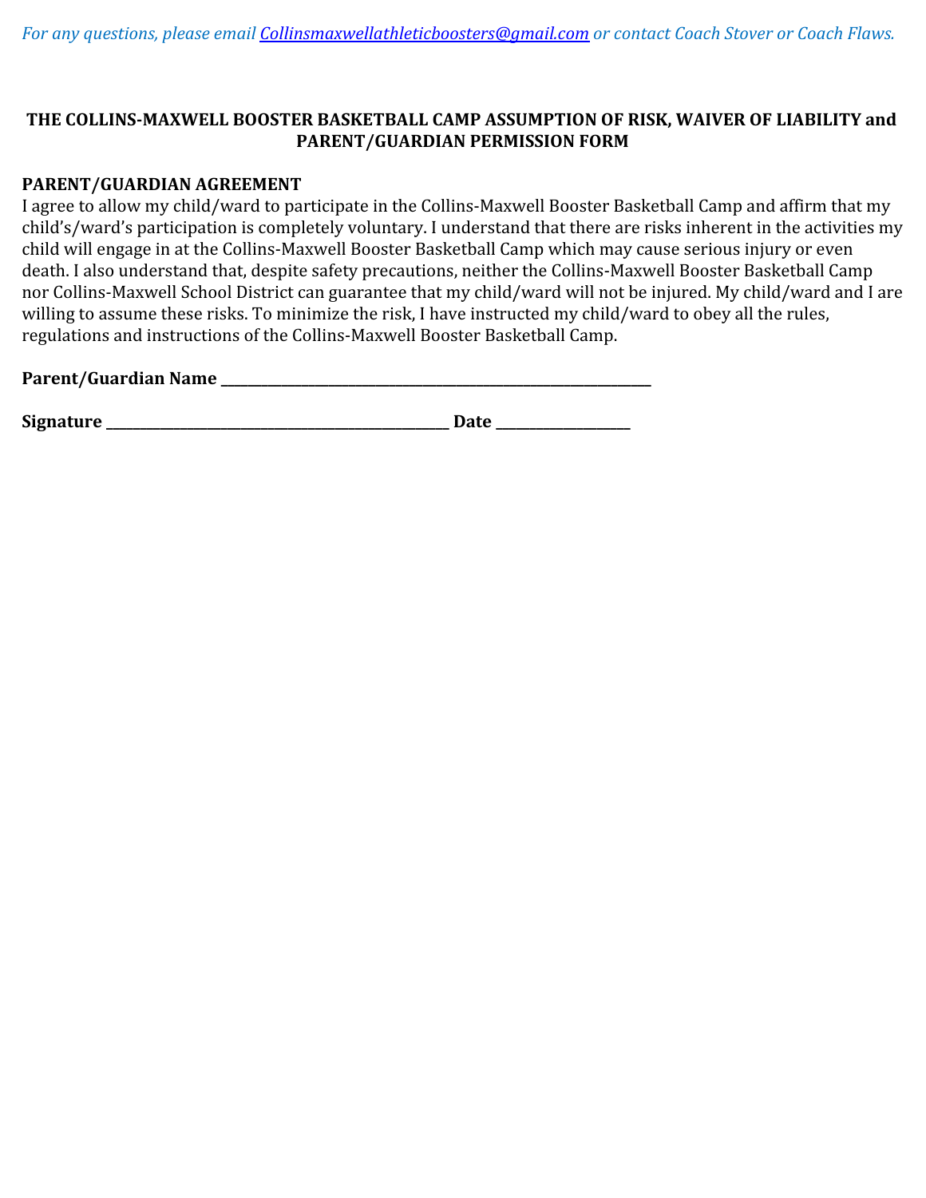*For any questions, please email [Collinsmaxwellathleticboosters@gmail.com](mailto:Collinsmaxwellathleticboosters@gmail.com) or contact Coach Stover or Coach Flaws.*

**THE COLLINS-MAXWELL BOOSTER BASKETBALL CAMP ASSUMPTION OF RISK, WAIVER OF LIABILITY and PARENT/GUARDIAN PERMISSION FORM**

**PARENT/GUARDIAN AGREEMENT**

I agree to allow my child/ward to participate in the Collins-Maxwell Booster Basketball Camp and affirm that my child's/ward's participation is completely voluntary. I understand that there are risks inherent in the activities my child will engage in at the Collins-Maxwell Booster Basketball Camp which may cause serious injury or even death. I also understand that, despite safety precautions, neither the Collins-Maxwell Booster Basketball Camp nor Collins-Maxwell School District can guarantee that my child/ward will not be injured. My child/ward and I are willing to assume these risks. To minimize the risk, I have instructed my child/ward to obey all the rules, regulations and instructions of the Collins-Maxwell Booster Basketball Camp.

**Parent/Guardian Name** ______________________________________________

**Signature** ______________________________________ **Date** _______________